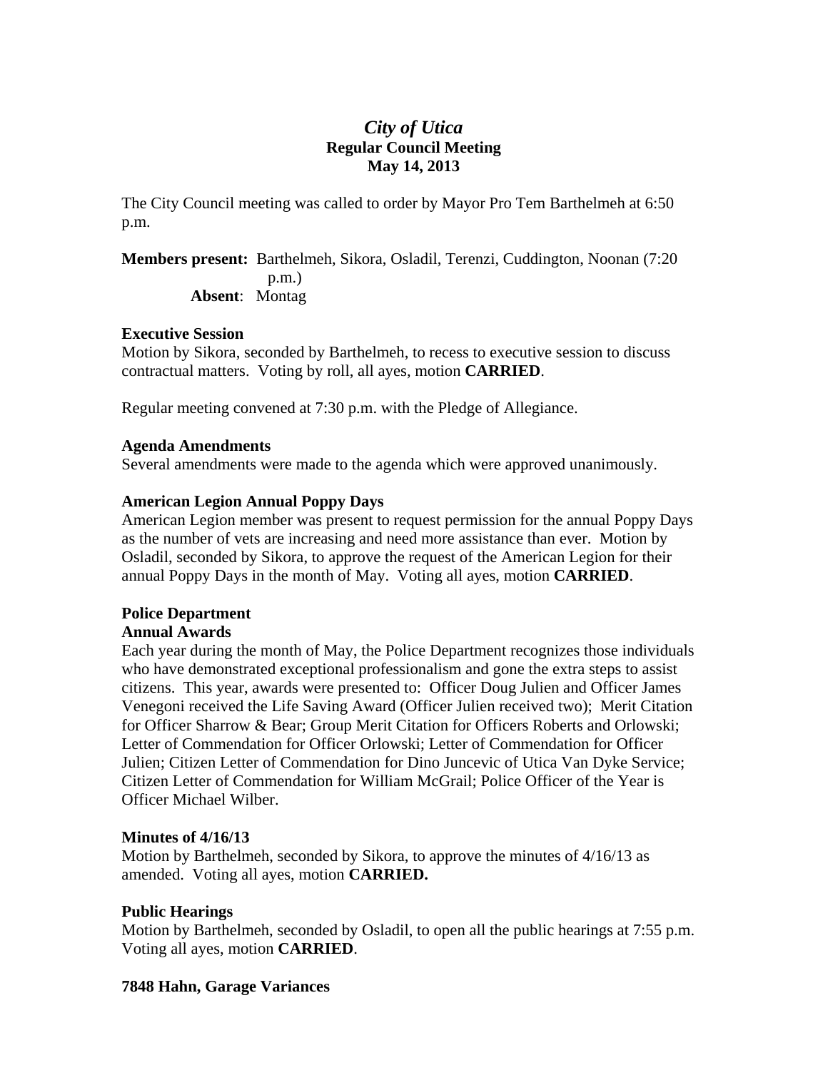# *City of Utica*

**Regular Council Meeting**
**May 14, 2013**

The City Council meeting was called to order by Mayor Pro Tem Barthelmeh at 6:50 p.m.

**Members present:** Barthelmeh, Sikora, Osladil, Terenzi, Cuddington, Noonan (7:20 p.m.)
**Absent**: Montag

**Executive Session**
Motion by Sikora, seconded by Barthelmeh, to recess to executive session to discuss contractual matters. Voting by roll, all ayes, motion **CARRIED**.

Regular meeting convened at 7:30 p.m. with the Pledge of Allegiance.

**Agenda Amendments**
Several amendments were made to the agenda which were approved unanimously.

**American Legion Annual Poppy Days**
American Legion member was present to request permission for the annual Poppy Days as the number of vets are increasing and need more assistance than ever. Motion by Osladil, seconded by Sikora, to approve the request of the American Legion for their annual Poppy Days in the month of May. Voting all ayes, motion **CARRIED**.

**Police Department**
**Annual Awards**
Each year during the month of May, the Police Department recognizes those individuals who have demonstrated exceptional professionalism and gone the extra steps to assist citizens. This year, awards were presented to: Officer Doug Julien and Officer James Venegoni received the Life Saving Award (Officer Julien received two); Merit Citation for Officer Sharrow & Bear; Group Merit Citation for Officers Roberts and Orlowski; Letter of Commendation for Officer Orlowski; Letter of Commendation for Officer Julien; Citizen Letter of Commendation for Dino Juncevic of Utica Van Dyke Service; Citizen Letter of Commendation for William McGrail; Police Officer of the Year is Officer Michael Wilber.

**Minutes of 4/16/13**
Motion by Barthelmeh, seconded by Sikora, to approve the minutes of 4/16/13 as amended. Voting all ayes, motion **CARRIED.**

**Public Hearings**
Motion by Barthelmeh, seconded by Osladil, to open all the public hearings at 7:55 p.m. Voting all ayes, motion **CARRIED**.

**7848 Hahn, Garage Variances**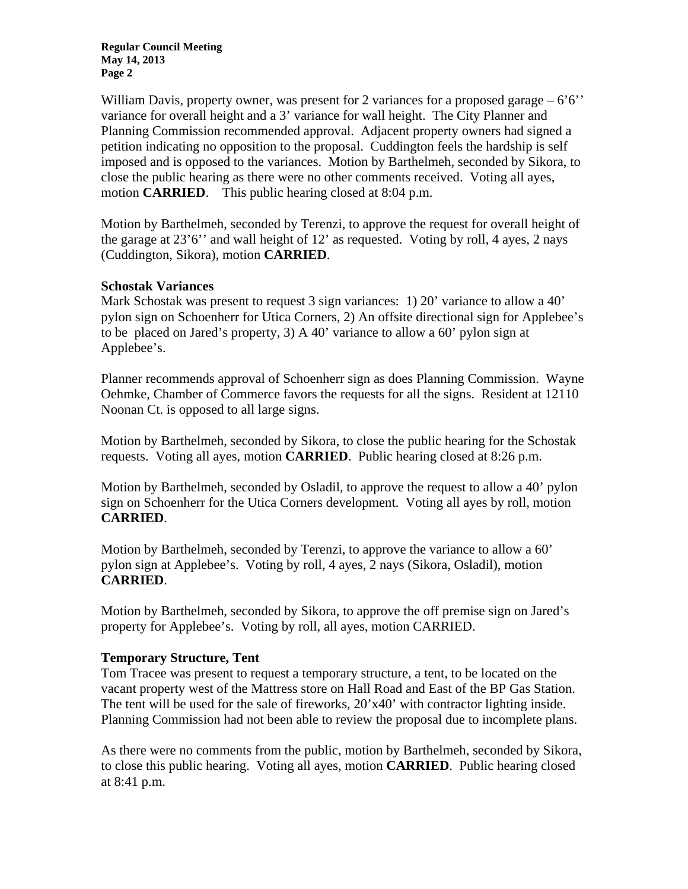William Davis, property owner, was present for 2 variances for a proposed garage – 6'6'' variance for overall height and a 3' variance for wall height. The City Planner and Planning Commission recommended approval. Adjacent property owners had signed a petition indicating no opposition to the proposal. Cuddington feels the hardship is self imposed and is opposed to the variances. Motion by Barthelmeh, seconded by Sikora, to close the public hearing as there were no other comments received. Voting all ayes, motion **CARRIED**. This public hearing closed at 8:04 p.m.

Motion by Barthelmeh, seconded by Terenzi, to approve the request for overall height of the garage at 23'6'' and wall height of 12' as requested. Voting by roll, 4 ayes, 2 nays (Cuddington, Sikora), motion **CARRIED**.

**Schostak Variances**

Mark Schostak was present to request 3 sign variances: 1) 20' variance to allow a 40' pylon sign on Schoenherr for Utica Corners, 2) An offsite directional sign for Applebee's to be placed on Jared's property, 3) A 40' variance to allow a 60' pylon sign at Applebee's.

Planner recommends approval of Schoenherr sign as does Planning Commission. Wayne Oehmke, Chamber of Commerce favors the requests for all the signs. Resident at 12110 Noonan Ct. is opposed to all large signs.

Motion by Barthelmeh, seconded by Sikora, to close the public hearing for the Schostak requests. Voting all ayes, motion **CARRIED**. Public hearing closed at 8:26 p.m.

Motion by Barthelmeh, seconded by Osladil, to approve the request to allow a 40' pylon sign on Schoenherr for the Utica Corners development. Voting all ayes by roll, motion **CARRIED**.

Motion by Barthelmeh, seconded by Terenzi, to approve the variance to allow a 60' pylon sign at Applebee's. Voting by roll, 4 ayes, 2 nays (Sikora, Osladil), motion **CARRIED**.

Motion by Barthelmeh, seconded by Sikora, to approve the off premise sign on Jared's property for Applebee's. Voting by roll, all ayes, motion CARRIED.

**Temporary Structure, Tent**

Tom Tracee was present to request a temporary structure, a tent, to be located on the vacant property west of the Mattress store on Hall Road and East of the BP Gas Station. The tent will be used for the sale of fireworks, 20'x40' with contractor lighting inside. Planning Commission had not been able to review the proposal due to incomplete plans.

As there were no comments from the public, motion by Barthelmeh, seconded by Sikora, to close this public hearing. Voting all ayes, motion **CARRIED**. Public hearing closed at 8:41 p.m.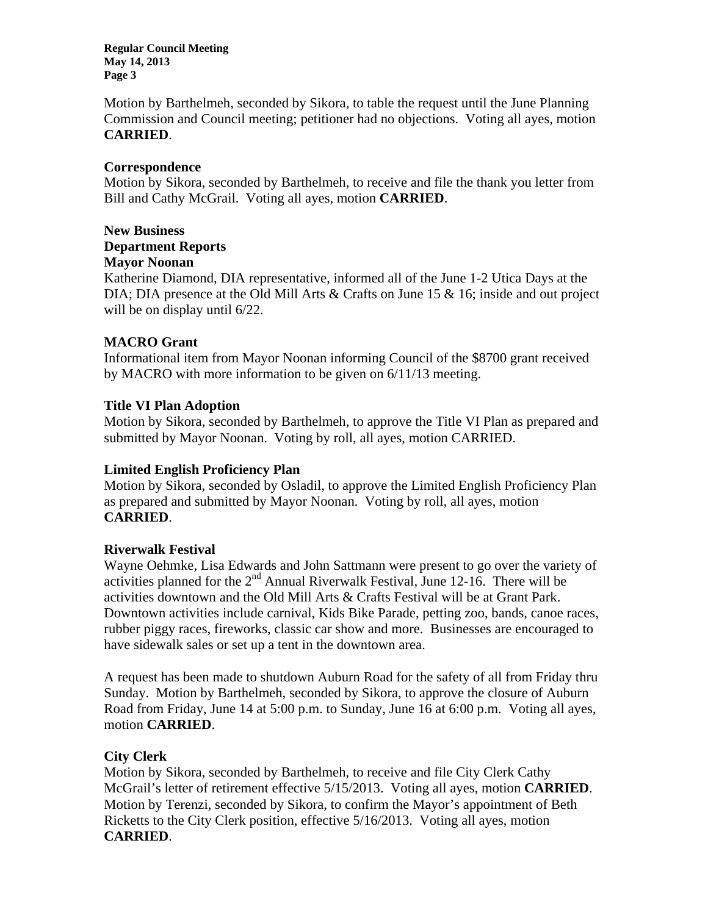Motion by Barthelmeh, seconded by Sikora, to table the request until the June Planning Commission and Council meeting; petitioner had no objections. Voting all ayes, motion **CARRIED**.

**Correspondence**
Motion by Sikora, seconded by Barthelmeh, to receive and file the thank you letter from Bill and Cathy McGrail. Voting all ayes, motion **CARRIED**.

**New Business**
**Department Reports**
**Mayor Noonan**
Katherine Diamond, DIA representative, informed all of the June 1-2 Utica Days at the DIA; DIA presence at the Old Mill Arts & Crafts on June 15 & 16; inside and out project will be on display until 6/22.

**MACRO Grant**
Informational item from Mayor Noonan informing Council of the $8700 grant received by MACRO with more information to be given on 6/11/13 meeting.

**Title VI Plan Adoption**
Motion by Sikora, seconded by Barthelmeh, to approve the Title VI Plan as prepared and submitted by Mayor Noonan. Voting by roll, all ayes, motion CARRIED.

**Limited English Proficiency Plan**
Motion by Sikora, seconded by Osladil, to approve the Limited English Proficiency Plan as prepared and submitted by Mayor Noonan. Voting by roll, all ayes, motion **CARRIED**.

**Riverwalk Festival**
Wayne Oehmke, Lisa Edwards and John Sattmann were present to go over the variety of activities planned for the 2nd Annual Riverwalk Festival, June 12-16. There will be activities downtown and the Old Mill Arts & Crafts Festival will be at Grant Park. Downtown activities include carnival, Kids Bike Parade, petting zoo, bands, canoe races, rubber piggy races, fireworks, classic car show and more. Businesses are encouraged to have sidewalk sales or set up a tent in the downtown area.

A request has been made to shutdown Auburn Road for the safety of all from Friday thru Sunday. Motion by Barthelmeh, seconded by Sikora, to approve the closure of Auburn Road from Friday, June 14 at 5:00 p.m. to Sunday, June 16 at 6:00 p.m. Voting all ayes, motion **CARRIED**.

**City Clerk**
Motion by Sikora, seconded by Barthelmeh, to receive and file City Clerk Cathy McGrail's letter of retirement effective 5/15/2013. Voting all ayes, motion **CARRIED**. Motion by Terenzi, seconded by Sikora, to confirm the Mayor's appointment of Beth Ricketts to the City Clerk position, effective 5/16/2013. Voting all ayes, motion **CARRIED**.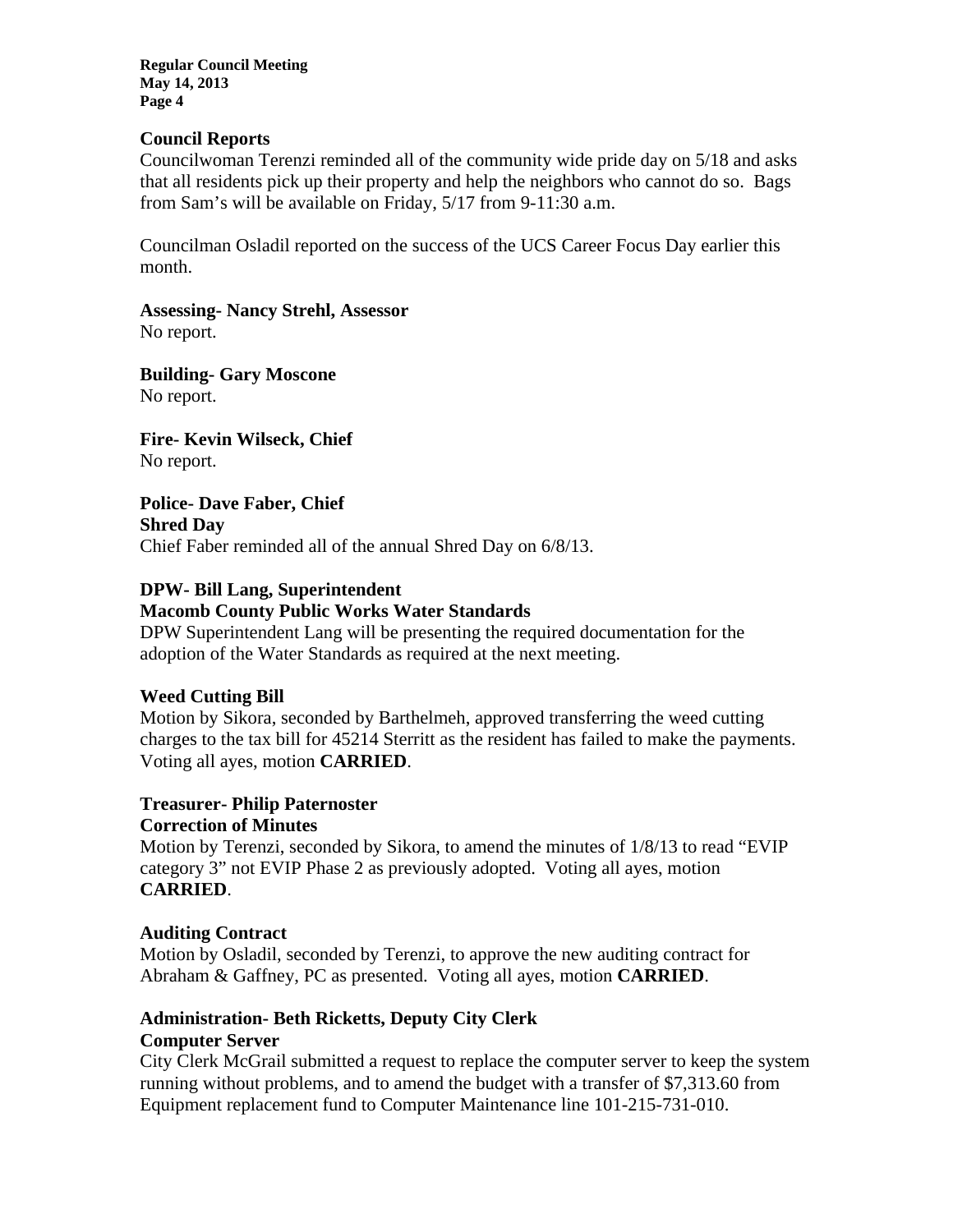**Council Reports**

Councilwoman Terenzi reminded all of the community wide pride day on 5/18 and asks that all residents pick up their property and help the neighbors who cannot do so. Bags from Sam's will be available on Friday, 5/17 from 9-11:30 a.m.

Councilman Osladil reported on the success of the UCS Career Focus Day earlier this month.

**Assessing- Nancy Strehl, Assessor**

No report.

**Building- Gary Moscone**

No report.

**Fire- Kevin Wilseck, Chief**

No report.

**Police- Dave Faber, Chief**

**Shred Day**

Chief Faber reminded all of the annual Shred Day on 6/8/13.

**DPW- Bill Lang, Superintendent**

**Macomb County Public Works Water Standards**

DPW Superintendent Lang will be presenting the required documentation for the adoption of the Water Standards as required at the next meeting.

**Weed Cutting Bill**

Motion by Sikora, seconded by Barthelmeh, approved transferring the weed cutting charges to the tax bill for 45214 Sterritt as the resident has failed to make the payments. Voting all ayes, motion **CARRIED**.

**Treasurer- Philip Paternoster**

**Correction of Minutes**

Motion by Terenzi, seconded by Sikora, to amend the minutes of 1/8/13 to read "EVIP category 3" not EVIP Phase 2 as previously adopted. Voting all ayes, motion **CARRIED**.

**Auditing Contract**

Motion by Osladil, seconded by Terenzi, to approve the new auditing contract for Abraham & Gaffney, PC as presented. Voting all ayes, motion **CARRIED**.

**Administration- Beth Ricketts, Deputy City Clerk**

**Computer Server**

City Clerk McGrail submitted a request to replace the computer server to keep the system running without problems, and to amend the budget with a transfer of $7,313.60 from Equipment replacement fund to Computer Maintenance line 101-215-731-010.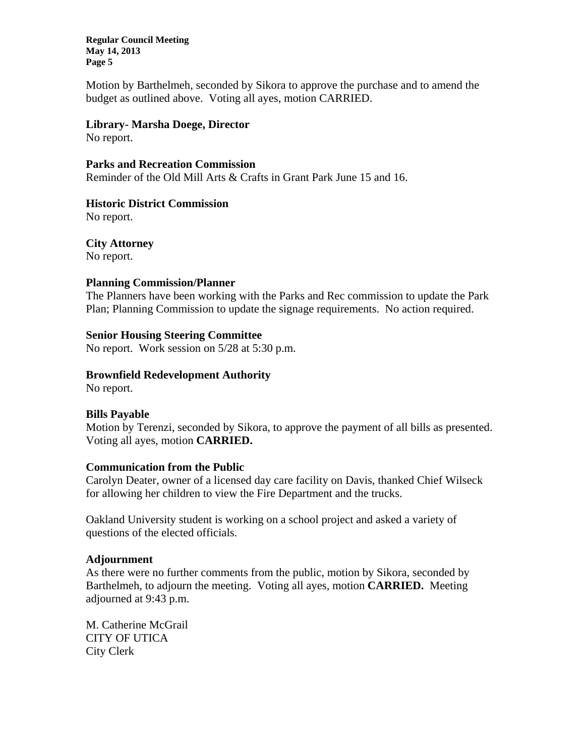Motion by Barthelmeh, seconded by Sikora to approve the purchase and to amend the budget as outlined above. Voting all ayes, motion CARRIED.

**Library- Marsha Doege, Director**
No report.

**Parks and Recreation Commission**
Reminder of the Old Mill Arts & Crafts in Grant Park June 15 and 16.

**Historic District Commission**
No report.

**City Attorney**
No report.

**Planning Commission/Planner**
The Planners have been working with the Parks and Rec commission to update the Park Plan; Planning Commission to update the signage requirements. No action required.

**Senior Housing Steering Committee**
No report. Work session on 5/28 at 5:30 p.m.

**Brownfield Redevelopment Authority**
No report.

**Bills Payable**
Motion by Terenzi, seconded by Sikora, to approve the payment of all bills as presented. Voting all ayes, motion **CARRIED.**

**Communication from the Public**
Carolyn Deater, owner of a licensed day care facility on Davis, thanked Chief Wilseck for allowing her children to view the Fire Department and the trucks.

Oakland University student is working on a school project and asked a variety of questions of the elected officials.

**Adjournment**
As there were no further comments from the public, motion by Sikora, seconded by Barthelmeh, to adjourn the meeting. Voting all ayes, motion **CARRIED.** Meeting adjourned at 9:43 p.m.

M. Catherine McGrail
CITY OF UTICA
City Clerk